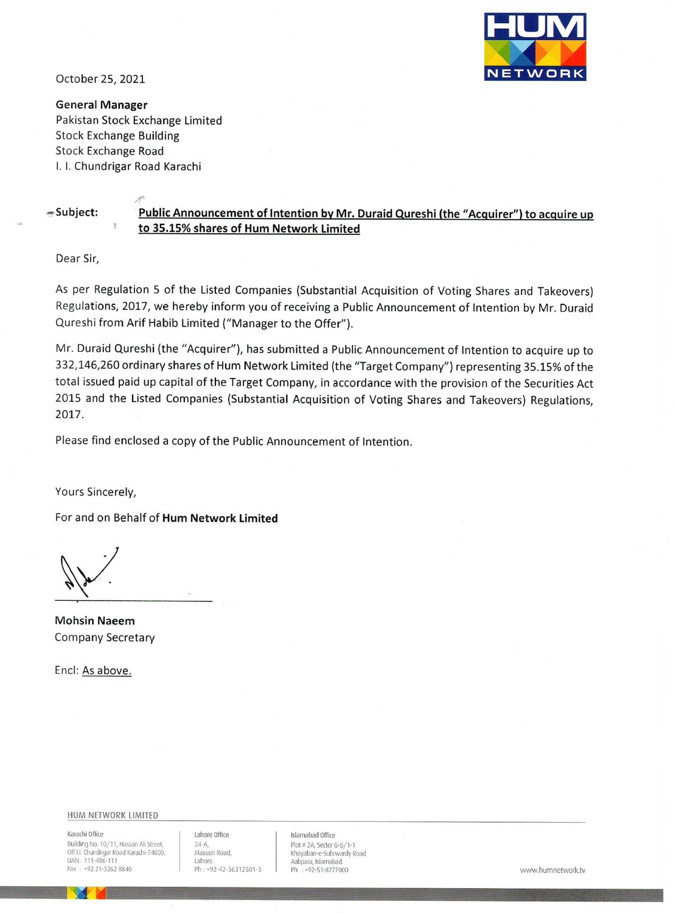October 25, 2021

**General Manager**
Pakistan Stock Exchange Limited
Stock Exchange Building
Stock Exchange Road
I. I. Chundrigar Road Karachi

**Subject:** **Public Announcement of Intention by Mr. Duraid Qureshi (the "Acquirer") to acquire up to 35.15% shares of Hum Network Limited**

Dear Sir,

As per Regulation 5 of the Listed Companies (Substantial Acquisition of Voting Shares and Takeovers) Regulations, 2017, we hereby inform you of receiving a Public Announcement of Intention by Mr. Duraid Qureshi from Arif Habib Limited ("Manager to the Offer").

Mr. Duraid Qureshi (the "Acquirer"), has submitted a Public Announcement of Intention to acquire up to 332,146,260 ordinary shares of Hum Network Limited (the "Target Company") representing 35.15% of the total issued paid up capital of the Target Company, in accordance with the provision of the Securities Act 2015 and the Listed Companies (Substantial Acquisition of Voting Shares and Takeovers) Regulations, 2017.

Please find enclosed a copy of the Public Announcement of Intention.

Yours Sincerely,

For and on Behalf of **Hum Network Limited**

**Mohsin Naeem**
Company Secretary

Encl: As above.

HUM NETWORK LIMITED

Karachi Office
Building No. 10/11, Hassan Ali Street, Off I.I. Chundrigar Road Karachi-74000.
UAN: 111-486-111
Fax: +92 21-3262 8840

Lahore Office
24-A,
Masson Road,
Lahore.
Ph: +92-42-36312501-3

Islamabad Office
Plot # 2A, Sector G-6/1-1
Khayaban-e-Suhrwardy Road
Aabpara, Islamabad.
Ph: +92-51-8777000

www.humnetwork.tv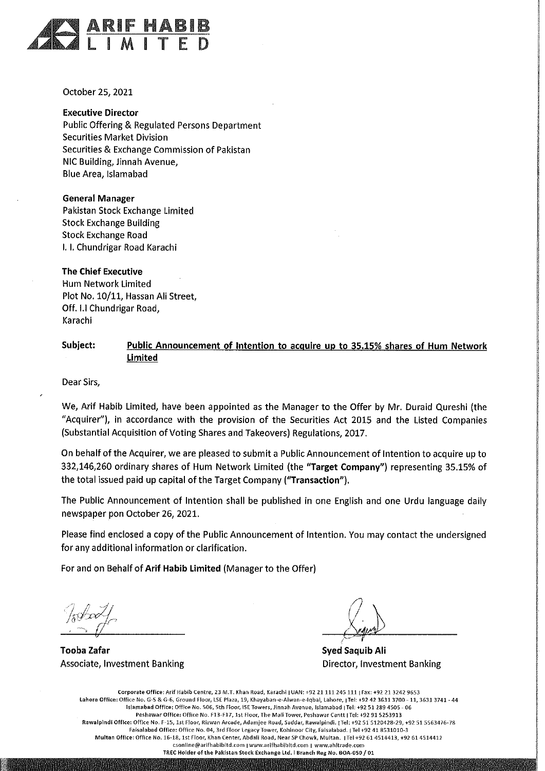**ARIF HABIB LIMITED**

October 25, 2021

**Executive Director**
Public Offering & Regulated Persons Department
Securities Market Division
Securities & Exchange Commission of Pakistan
NIC Building, Jinnah Avenue,
Blue Area, Islamabad

**General Manager**
Pakistan Stock Exchange Limited
Stock Exchange Building
Stock Exchange Road
I. I. Chundrigar Road Karachi

**The Chief Executive**
Hum Network Limited
Plot No. 10/11, Hassan Ali Street,
Off. I.I Chundrigar Road,
Karachi

**Subject:** **Public Announcement of Intention to acquire up to 35.15% shares of Hum Network Limited**

Dear Sirs,

We, Arif Habib Limited, have been appointed as the Manager to the Offer by Mr. Duraid Qureshi (the "Acquirer"), in accordance with the provision of the Securities Act 2015 and the Listed Companies (Substantial Acquisition of Voting Shares and Takeovers) Regulations, 2017.

On behalf of the Acquirer, we are pleased to submit a Public Announcement of Intention to acquire up to 332,146,260 ordinary shares of Hum Network Limited (the **"Target Company"**) representing 35.15% of the total issued paid up capital of the Target Company (**"Transaction"**).

The Public Announcement of Intention shall be published in one English and one Urdu language daily newspaper pon October 26, 2021.

Please find enclosed a copy of the Public Announcement of Intention. You may contact the undersigned for any additional information or clarification.

For and on Behalf of **Arif Habib Limited** (Manager to the Offer)

**Tooba Zafar**
Associate, Investment Banking

**Syed Saquib Ali**
Director, Investment Banking

Corporate Office: Arif Habib Centre, 23 M.T. Khan Road, Karachi | UAN: +92 21 111 245 111 | Fax: +92 21 3242 9653
Lahore Office: Office No. G-5 & G-6, Ground Floor, LSE Plaza, 19, Khayaban-e-Aiwan-e-Iqbal, Lahore, | Tel: +92 42 3631 3700 - 11, 3631 3741 - 44
Islamabad Office: Office No. 506, 5th Floor, ISE Towers, Jinnah Avenue, Islamabad | Tel: +92 51 289 4505 - 06
Peshawar Office: Office No. F13-F17, 1st Floor, The Mall Tower, Peshawar Cantt | Tel: +92 91 5253913
Rawalpindi Office: Office No. F-15, 1st Floor, Rizwan Arcade, Adamjee Road, Saddar, Rawalpindi. | Tel: +92 51 5120428-29, +92 51 5563476-78
Faisalabad Office: Office No. 04, 3rd Floor Legacy Tower, Kohinoor City, Faisalabad. | Tel +92 41 8531010-3
Multan Office: Office No. 16-18, 1st Floor, Khan Center, Abdali Road, Near SP Chowk, Multan. | Tel +92 61 4514413, +92 61 4514412
csonline@arifhabibltd.com | www.arifhabibltd.com | www.ahltrade.com
TREC Holder of the Pakistan Stock Exchange Ltd. | Branch Reg No. BOA-050 / 01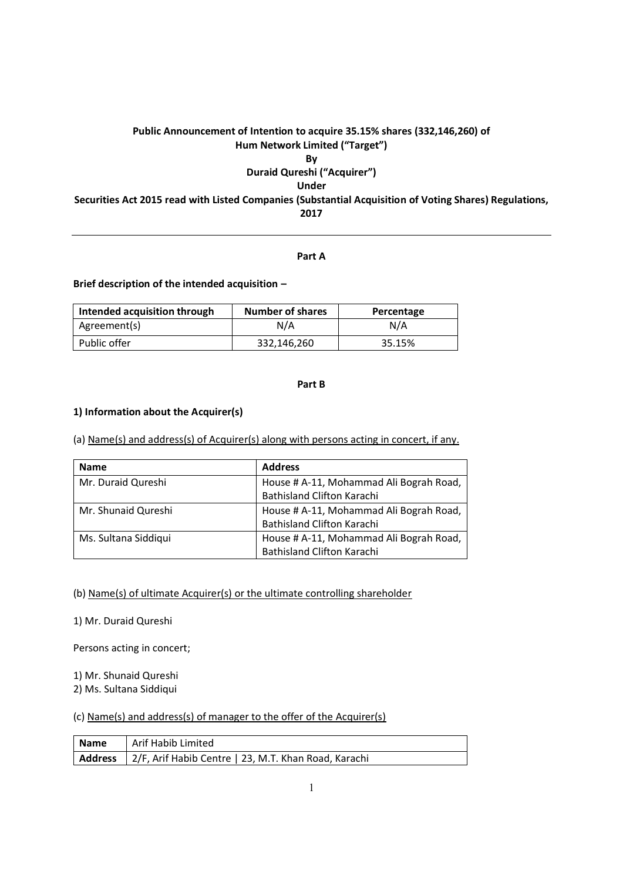**Public Announcement of Intention to acquire 35.15% shares (332,146,260) of Hum Network Limited ("Target") By Duraid Qureshi ("Acquirer") Under Securities Act 2015 read with Listed Companies (Substantial Acquisition of Voting Shares) Regulations, 2017**

---

**Part A**

**Brief description of the intended acquisition –**

| Intended acquisition through | Number of shares | Percentage |
|---|---|---|
| Agreement(s) | N/A | N/A |
| Public offer | 332,146,260 | 35.15% |

**Part B**

**1) Information about the Acquirer(s)**

(a) Name(s) and address(s) of Acquirer(s) along with persons acting in concert, if any.

| Name | Address |
|---|---|
| Mr. Duraid Qureshi | House # A-11, Mohammad Ali Bograh Road, Bathisland Clifton Karachi |
| Mr. Shunaid Qureshi | House # A-11, Mohammad Ali Bograh Road, Bathisland Clifton Karachi |
| Ms. Sultana Siddiqui | House # A-11, Mohammad Ali Bograh Road, Bathisland Clifton Karachi |

(b) Name(s) of ultimate Acquirer(s) or the ultimate controlling shareholder

1) Mr. Duraid Qureshi

Persons acting in concert;

1) Mr. Shunaid Qureshi
2) Ms. Sultana Siddiqui

(c) Name(s) and address(s) of manager to the offer of the Acquirer(s)

| Name | Arif Habib Limited |
|---|---|
| Address | 2/F, Arif Habib Centre \| 23, M.T. Khan Road, Karachi |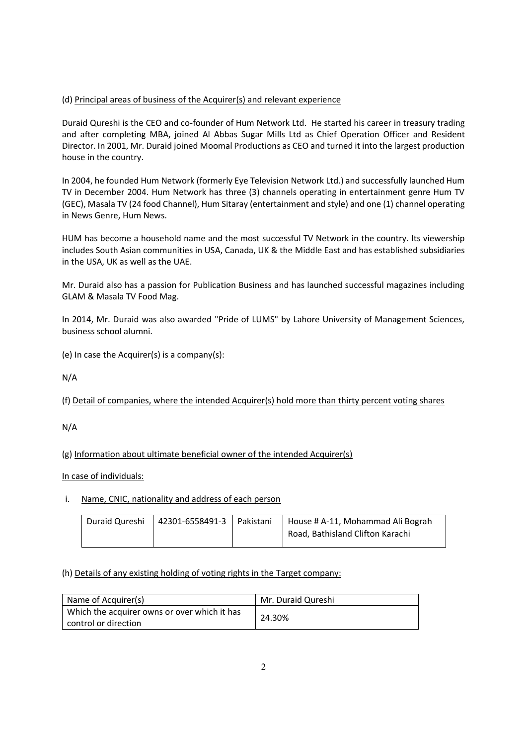(d) <u>Principal areas of business of the Acquirer(s) and relevant experience</u>

Duraid Qureshi is the CEO and co-founder of Hum Network Ltd. He started his career in treasury trading and after completing MBA, joined Al Abbas Sugar Mills Ltd as Chief Operation Officer and Resident Director. In 2001, Mr. Duraid joined Moomal Productions as CEO and turned it into the largest production house in the country.

In 2004, he founded Hum Network (formerly Eye Television Network Ltd.) and successfully launched Hum TV in December 2004. Hum Network has three (3) channels operating in entertainment genre Hum TV (GEC), Masala TV (24 food Channel), Hum Sitaray (entertainment and style) and one (1) channel operating in News Genre, Hum News.

HUM has become a household name and the most successful TV Network in the country. Its viewership includes South Asian communities in USA, Canada, UK & the Middle East and has established subsidiaries in the USA, UK as well as the UAE.

Mr. Duraid also has a passion for Publication Business and has launched successful magazines including GLAM & Masala TV Food Mag.

In 2014, Mr. Duraid was also awarded "Pride of LUMS" by Lahore University of Management Sciences, business school alumni.

(e) In case the Acquirer(s) is a company(s):

N/A

(f) <u>Detail of companies, where the intended Acquirer(s) hold more than thirty percent voting shares</u>

N/A

(g) <u>Information about ultimate beneficial owner of the intended Acquirer(s)</u>

<u>In case of individuals:</u>

i. <u>Name, CNIC, nationality and address of each person</u>

| | | | |
|---|---|---|---|
| Duraid Qureshi | 42301-6558491-3 | Pakistani | House # A-11, Mohammad Ali Bograh Road, Bathisland Clifton Karachi |

(h) <u>Details of any existing holding of voting rights in the Target company:</u>

| Name of Acquirer(s) | Mr. Duraid Qureshi |
|---|---|
| Which the acquirer owns or over which it has control or direction | 24.30% |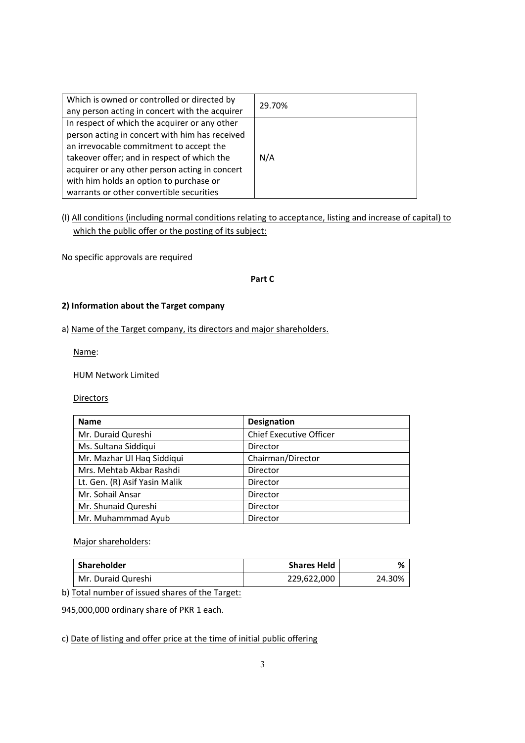| Which is owned or controlled or directed by any person acting in concert with the acquirer | 29.70% |
|---|---|
| In respect of which the acquirer or any other person acting in concert with him has received an irrevocable commitment to accept the takeover offer; and in respect of which the acquirer or any other person acting in concert with him holds an option to purchase or warrants or other convertible securities | N/A |

(I) <u>All conditions (including normal conditions relating to acceptance, listing and increase of capital) to which the public offer or the posting of its subject:</u>

No specific approvals are required

**Part C**

**2) Information about the Target company**

a) <u>Name of the Target company, its directors and major shareholders.</u>

<u>Name</u>:

HUM Network Limited

<u>Directors</u>

| Name | Designation |
|---|---|
| Mr. Duraid Qureshi | Chief Executive Officer |
| Ms. Sultana Siddiqui | Director |
| Mr. Mazhar Ul Haq Siddiqui | Chairman/Director |
| Mrs. Mehtab Akbar Rashdi | Director |
| Lt. Gen. (R) Asif Yasin Malik | Director |
| Mr. Sohail Ansar | Director |
| Mr. Shunaid Qureshi | Director |
| Mr. Muhammmad Ayub | Director |

<u>Major shareholders</u>:

| Shareholder | Shares Held | % |
|---|---:|---:|
| Mr. Duraid Qureshi | 229,622,000 | 24.30% |

b) <u>Total number of issued shares of the Target:</u>

945,000,000 ordinary share of PKR 1 each.

c) <u>Date of listing and offer price at the time of initial public offering</u>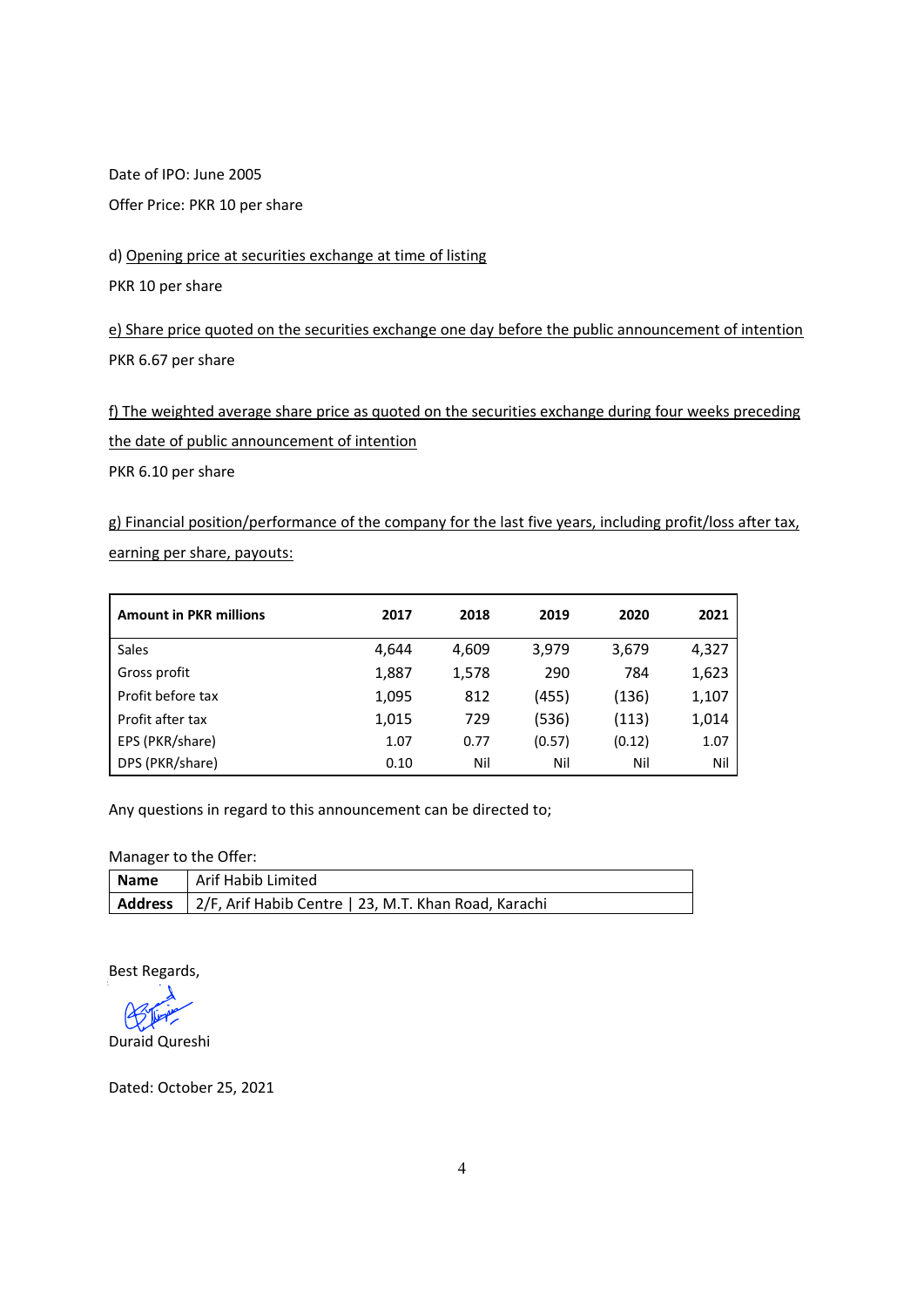Date of IPO: June 2005

Offer Price: PKR 10 per share

d) <u>Opening price at securities exchange at time of listing</u>

PKR 10 per share

e) <u>Share price quoted on the securities exchange one day before the public announcement of intention</u>

PKR 6.67 per share

f) <u>The weighted average share price as quoted on the securities exchange during four weeks preceding the date of public announcement of intention</u>

PKR 6.10 per share

g) <u>Financial position/performance of the company for the last five years, including profit/loss after tax, earning per share, payouts:</u>

| **Amount in PKR millions** | **2017** | **2018** | **2019** | **2020** | **2021** |
|---|---|---|---|---|---|
| Sales | 4,644 | 4,609 | 3,979 | 3,679 | 4,327 |
| Gross profit | 1,887 | 1,578 | 290 | 784 | 1,623 |
| Profit before tax | 1,095 | 812 | (455) | (136) | 1,107 |
| Profit after tax | 1,015 | 729 | (536) | (113) | 1,014 |
| EPS (PKR/share) | 1.07 | 0.77 | (0.57) | (0.12) | 1.07 |
| DPS (PKR/share) | 0.10 | Nil | Nil | Nil | Nil |

Any questions in regard to this announcement can be directed to;

Manager to the Offer:

| | |
|---|---|
| **Name** | Arif Habib Limited |
| **Address** | 2/F, Arif Habib Centre \| 23, M.T. Khan Road, Karachi |

Best Regards,

Duraid Qureshi

Dated: October 25, 2021